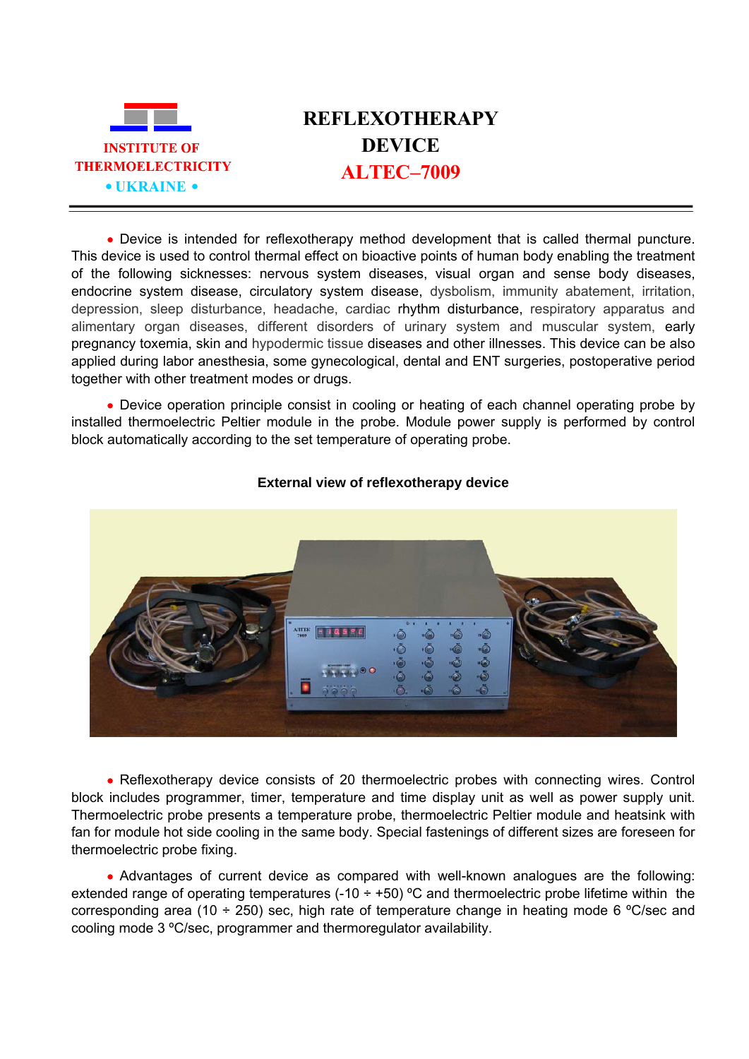INSTITUTE OF THERMOELECTRICITY

• UKRAINE •

# REFLEXOTHERAPY DEVICE ALTEC–7009

• Device is intended for reflexotherapy method development that is called thermal puncture. This device is used to control thermal effect on bioactive points of human body enabling the treatment of the following sicknesses: nervous system diseases, visual organ and sense body diseases, endocrine system disease, circulatory system disease, dysbolism, immunity abatement, irritation, depression, sleep disturbance, headache, cardiac rhythm disturbance, respiratory apparatus and alimentary organ diseases, different disorders of urinary system and muscular system, early pregnancy toxemia, skin and hypodermic tissue diseases and other illnesses. This device can be also applied during labor anesthesia, some gynecological, dental and ENT surgeries, postoperative period together with other treatment modes or drugs.

• Device operation principle consist in cooling or heating of each channel operating probe by installed thermoelectric Peltier module in the probe. Module power supply is performed by control block automatically according to the set temperature of operating probe.

**External view of reflexotherapy device**

• Reflexotherapy device consists of 20 thermoelectric probes with connecting wires. Control block includes programmer, timer, temperature and time display unit as well as power supply unit. Thermoelectric probe presents a temperature probe, thermoelectric Peltier module and heatsink with fan for module hot side cooling in the same body. Special fastenings of different sizes are foreseen for thermoelectric probe fixing.

• Advantages of current device as compared with well-known analogues are the following: extended range of operating temperatures (-10 ÷ +50) ºC and thermoelectric probe lifetime within the corresponding area (10 ÷ 250) sec, high rate of temperature change in heating mode 6 ºC/sec and cooling mode 3 ºC/sec, programmer and thermoregulator availability.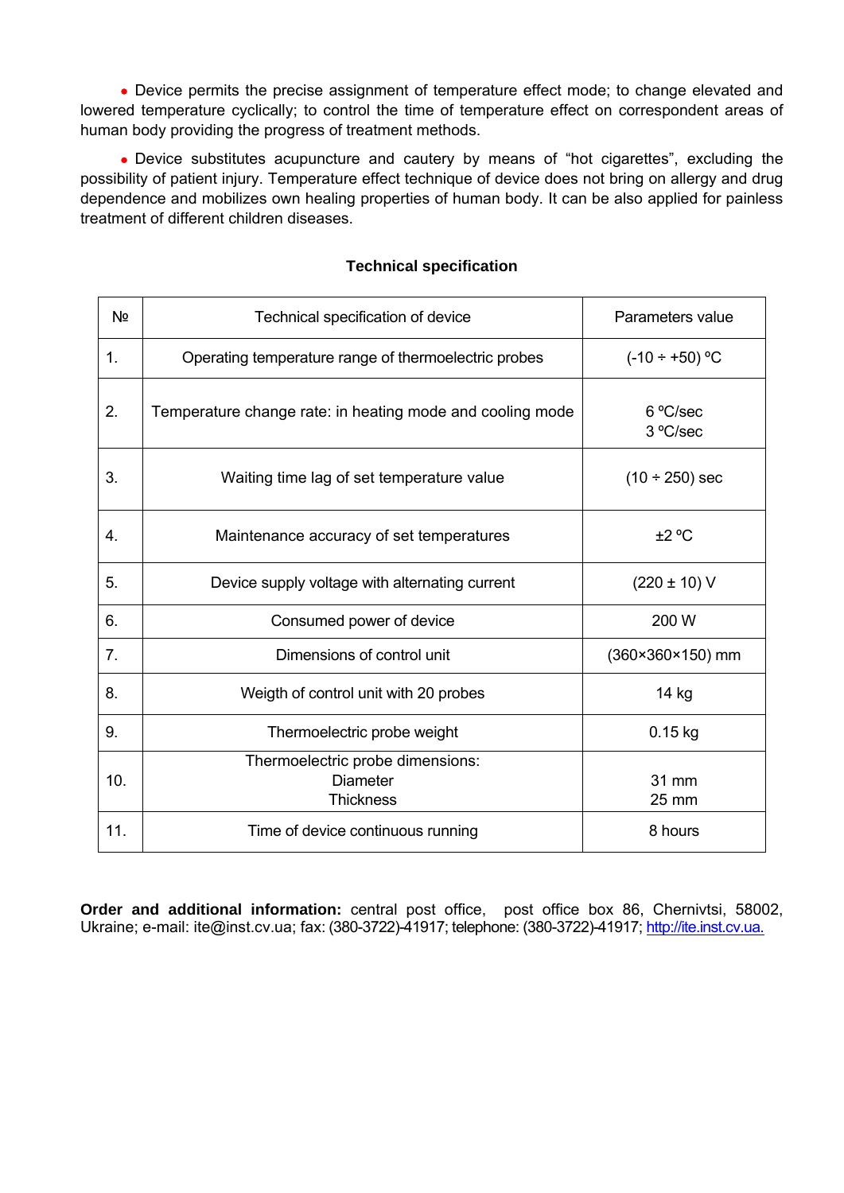- Device permits the precise assignment of temperature effect mode; to change elevated and lowered temperature cyclically; to control the time of temperature effect on correspondent areas of human body providing the progress of treatment methods.

- Device substitutes acupuncture and cautery by means of "hot cigarettes", excluding the possibility of patient injury. Temperature effect technique of device does not bring on allergy and drug dependence and mobilizes own healing properties of human body. It can be also applied for painless treatment of different children diseases.

**Technical specification**

| № | Technical specification of device | Parameters value |
|---|---|---|
| 1. | Operating temperature range of thermoelectric probes | (-10 ÷ +50) ºC |
| 2. | Temperature change rate: in heating mode and cooling mode | 6 ºC/sec<br>3 ºC/sec |
| 3. | Waiting time lag of set temperature value | (10 ÷ 250) sec |
| 4. | Maintenance accuracy of set temperatures | ±2 ºC |
| 5. | Device supply voltage with alternating current | (220 ± 10) V |
| 6. | Consumed power of device | 200 W |
| 7. | Dimensions of control unit | (360×360×150) mm |
| 8. | Weigth of control unit with 20 probes | 14 kg |
| 9. | Thermoelectric probe weight | 0.15 kg |
| 10. | Thermoelectric probe dimensions:<br>Diameter<br>Thickness | 31 mm<br>25 mm |
| 11. | Time of device continuous running | 8 hours |

**Order and additional information:** central post office, post office box 86, Chernivtsi, 58002, Ukraine; e-mail: ite@inst.cv.ua; fax: (380-3722)-41917; telephone: (380-3722)-41917; http://ite.inst.cv.ua.